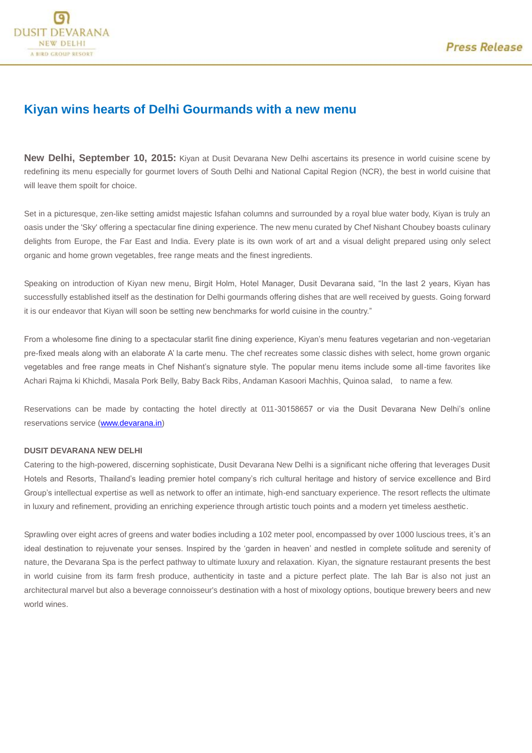DUSIT DEVARANA
NEW DELHI
A BIRD GROUP RESORT

Press Release

# Kiyan wins hearts of Delhi Gourmands with a new menu

**New Delhi, September 10, 2015:** Kiyan at Dusit Devarana New Delhi ascertains its presence in world cuisine scene by redefining its menu especially for gourmet lovers of South Delhi and National Capital Region (NCR), the best in world cuisine that will leave them spoilt for choice.

Set in a picturesque, zen-like setting amidst majestic Isfahan columns and surrounded by a royal blue water body, Kiyan is truly an oasis under the 'Sky' offering a spectacular fine dining experience. The new menu curated by Chef Nishant Choubey boasts culinary delights from Europe, the Far East and India. Every plate is its own work of art and a visual delight prepared using only select organic and home grown vegetables, free range meats and the finest ingredients.

Speaking on introduction of Kiyan new menu, Birgit Holm, Hotel Manager, Dusit Devarana said, "In the last 2 years, Kiyan has successfully established itself as the destination for Delhi gourmands offering dishes that are well received by guests. Going forward it is our endeavor that Kiyan will soon be setting new benchmarks for world cuisine in the country."

From a wholesome fine dining to a spectacular starlit fine dining experience, Kiyan's menu features vegetarian and non-vegetarian pre-fixed meals along with an elaborate A' la carte menu. The chef recreates some classic dishes with select, home grown organic vegetables and free range meats in Chef Nishant's signature style. The popular menu items include some all-time favorites like Achari Rajma ki Khichdi, Masala Pork Belly, Baby Back Ribs, Andaman Kasoori Machhis, Quinoa salad, to name a few.

Reservations can be made by contacting the hotel directly at 011-30158657 or via the Dusit Devarana New Delhi's online reservations service ([www.devarana.in](http://www.devarana.in))

**DUSIT DEVARANA NEW DELHI**

Catering to the high-powered, discerning sophisticate, Dusit Devarana New Delhi is a significant niche offering that leverages Dusit Hotels and Resorts, Thailand's leading premier hotel company's rich cultural heritage and history of service excellence and Bird Group's intellectual expertise as well as network to offer an intimate, high-end sanctuary experience. The resort reflects the ultimate in luxury and refinement, providing an enriching experience through artistic touch points and a modern yet timeless aesthetic.

Sprawling over eight acres of greens and water bodies including a 102 meter pool, encompassed by over 1000 luscious trees, it's an ideal destination to rejuvenate your senses. Inspired by the 'garden in heaven' and nestled in complete solitude and serenity of nature, the Devarana Spa is the perfect pathway to ultimate luxury and relaxation. Kiyan, the signature restaurant presents the best in world cuisine from its farm fresh produce, authenticity in taste and a picture perfect plate. The Iah Bar is also not just an architectural marvel but also a beverage connoisseur's destination with a host of mixology options, boutique brewery beers and new world wines.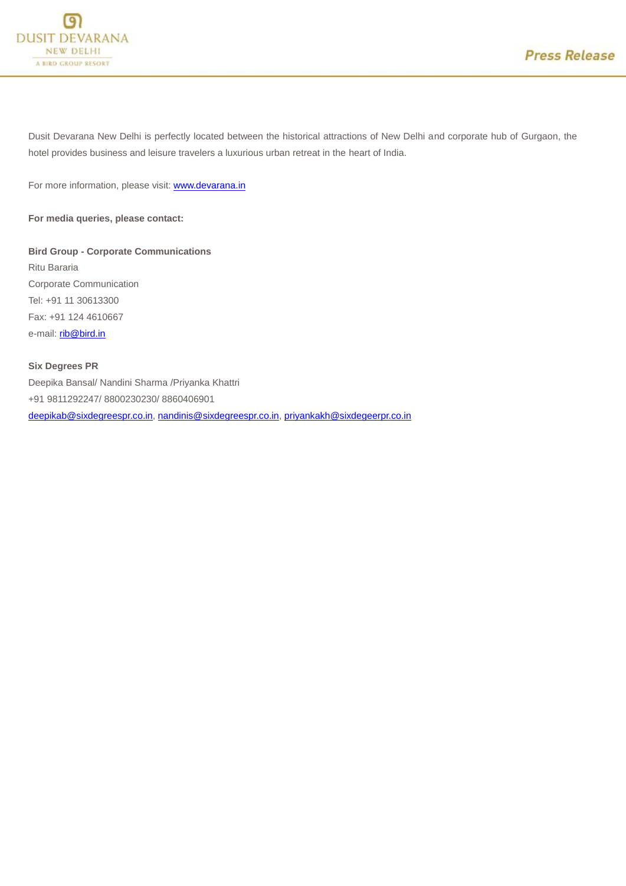Dusit Devarana New Delhi is perfectly located between the historical attractions of New Delhi and corporate hub of Gurgaon, the hotel provides business and leisure travelers a luxurious urban retreat in the heart of India.

For more information, please visit: www.devarana.in

**For media queries, please contact:**

**Bird Group - Corporate Communications**
Ritu Bararia
Corporate Communication
Tel: +91 11 30613300
Fax: +91 124 4610667
e-mail: rib@bird.in

**Six Degrees PR**
Deepika Bansal/ Nandini Sharma /Priyanka Khattri
+91 9811292247/ 8800230230/ 8860406901
deepikab@sixdegreespr.co.in, nandinis@sixdegreespr.co.in, priyankakh@sixdegeerpr.co.in